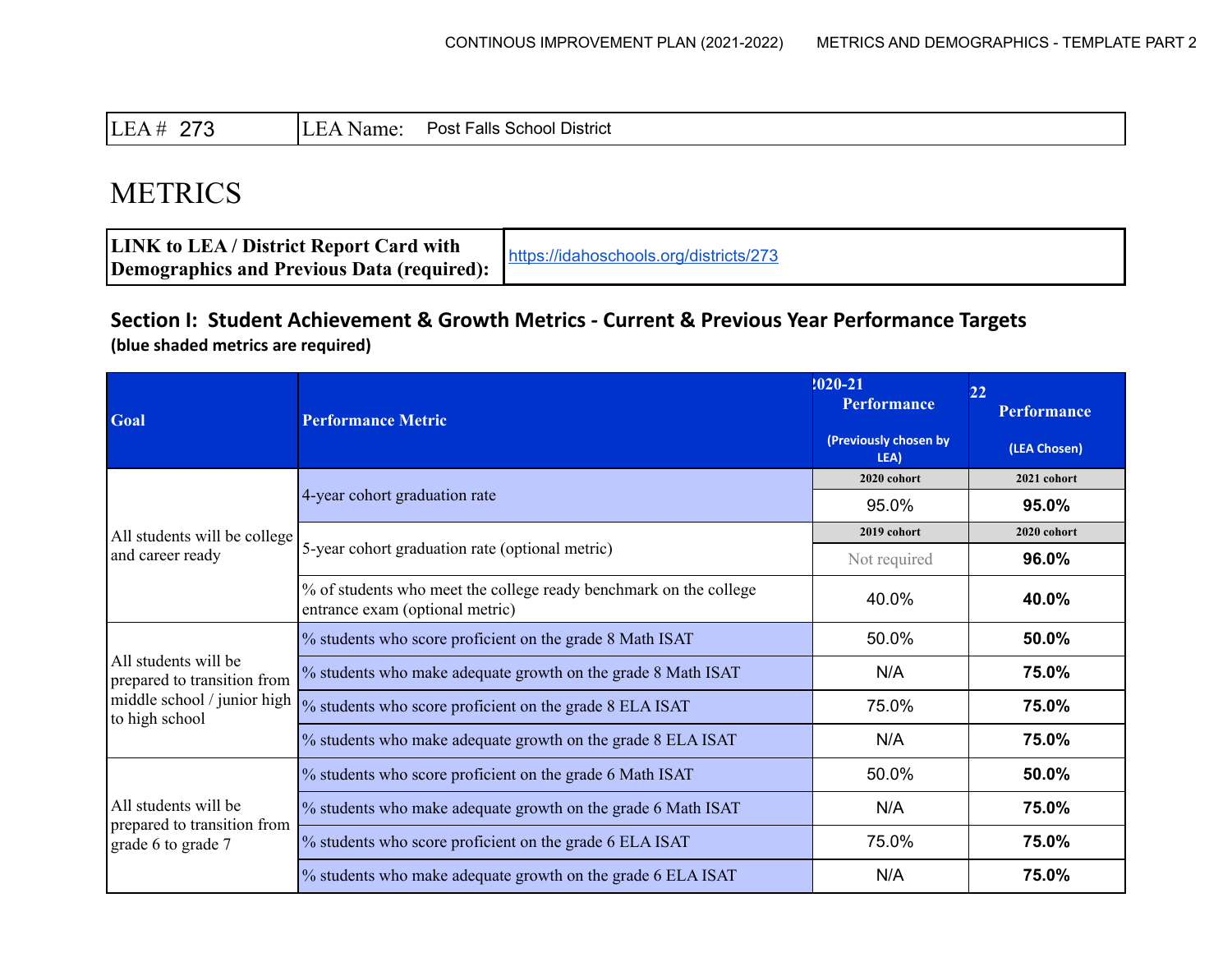| LEA # 273 | LEA Name: Post Falls School District |
|---|---|

# METRICS

| LINK to LEA / District Report Card with Demographics and Previous Data (required): | https://idahoschools.org/districts/273 |
|---|---|

### Section I: Student Achievement & Growth Metrics - Current & Previous Year Performance Targets

**(blue shaded metrics are required)**

| Goal | Performance Metric | 2020-21 Performance (Previously chosen by LEA) | 22 Performance (LEA Chosen) |
|---|---|---|---|
| All students will be college and career ready | 4-year cohort graduation rate | 2020 cohort | 2021 cohort |
| | | 95.0% | **95.0%** |
| | 5-year cohort graduation rate (optional metric) | 2019 cohort | 2020 cohort |
| | | Not required | **96.0%** |
| | % of students who meet the college ready benchmark on the college entrance exam (optional metric) | 40.0% | **40.0%** |
| All students will be prepared to transition from middle school / junior high to high school | % students who score proficient on the grade 8 Math ISAT | 50.0% | **50.0%** |
| | % students who make adequate growth on the grade 8 Math ISAT | N/A | **75.0%** |
| | % students who score proficient on the grade 8 ELA ISAT | 75.0% | **75.0%** |
| | % students who make adequate growth on the grade 8 ELA ISAT | N/A | **75.0%** |
| All students will be prepared to transition from grade 6 to grade 7 | % students who score proficient on the grade 6 Math ISAT | 50.0% | **50.0%** |
| | % students who make adequate growth on the grade 6 Math ISAT | N/A | **75.0%** |
| | % students who score proficient on the grade 6 ELA ISAT | 75.0% | **75.0%** |
| | % students who make adequate growth on the grade 6 ELA ISAT | N/A | **75.0%** |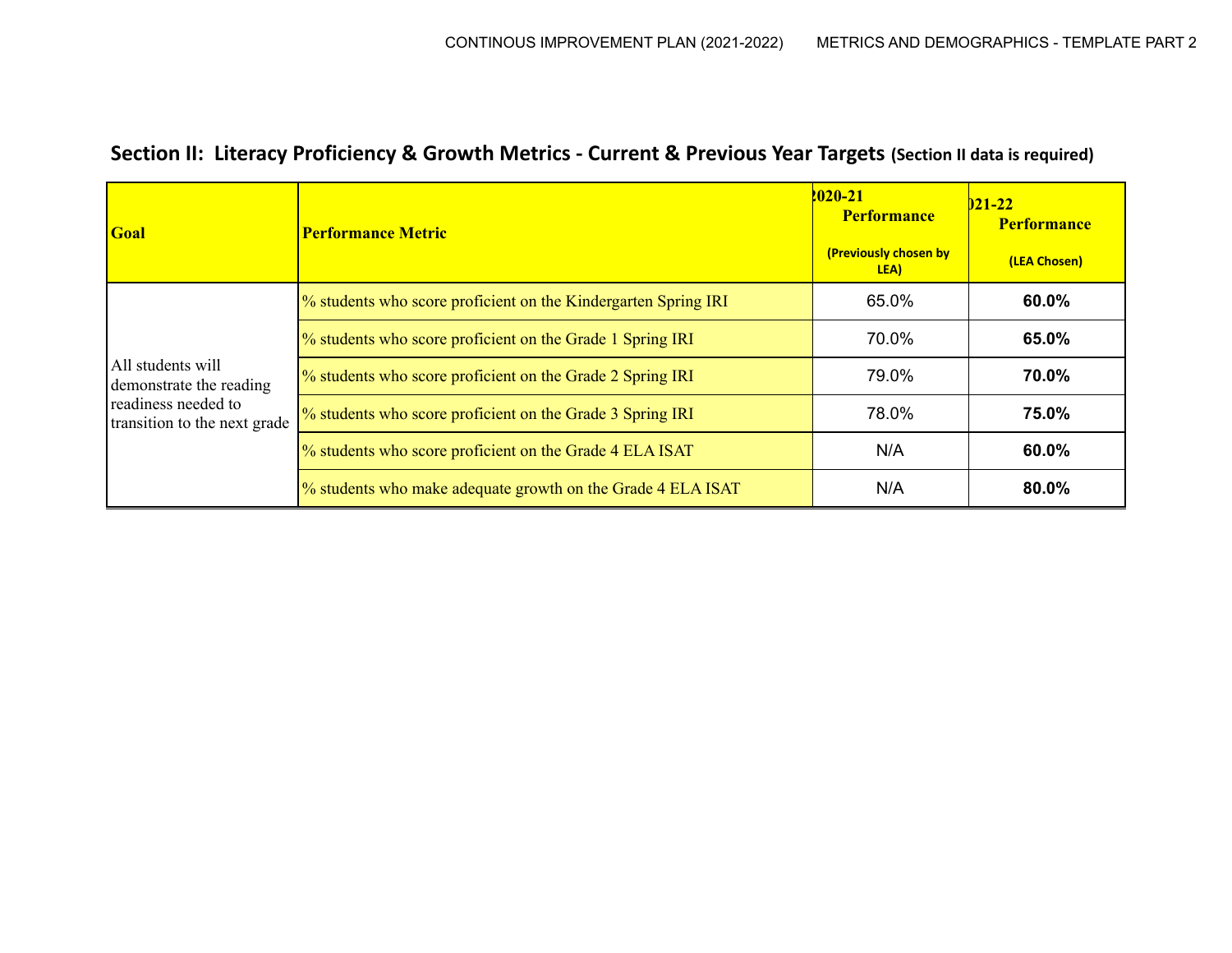## Section II: Literacy Proficiency & Growth Metrics - Current & Previous Year Targets (Section II data is required)

| Goal | Performance Metric | 2020-21 Performance (Previously chosen by LEA) | 2021-22 Performance (LEA Chosen) |
|---|---|---|---|
| All students will demonstrate the reading readiness needed to transition to the next grade | % students who score proficient on the Kindergarten Spring IRI | 65.0% | **60.0%** |
| | % students who score proficient on the Grade 1 Spring IRI | 70.0% | **65.0%** |
| | % students who score proficient on the Grade 2 Spring IRI | 79.0% | **70.0%** |
| | % students who score proficient on the Grade 3 Spring IRI | 78.0% | **75.0%** |
| | % students who score proficient on the Grade 4 ELA ISAT | N/A | **60.0%** |
| | % students who make adequate growth on the Grade 4 ELA ISAT | N/A | **80.0%** |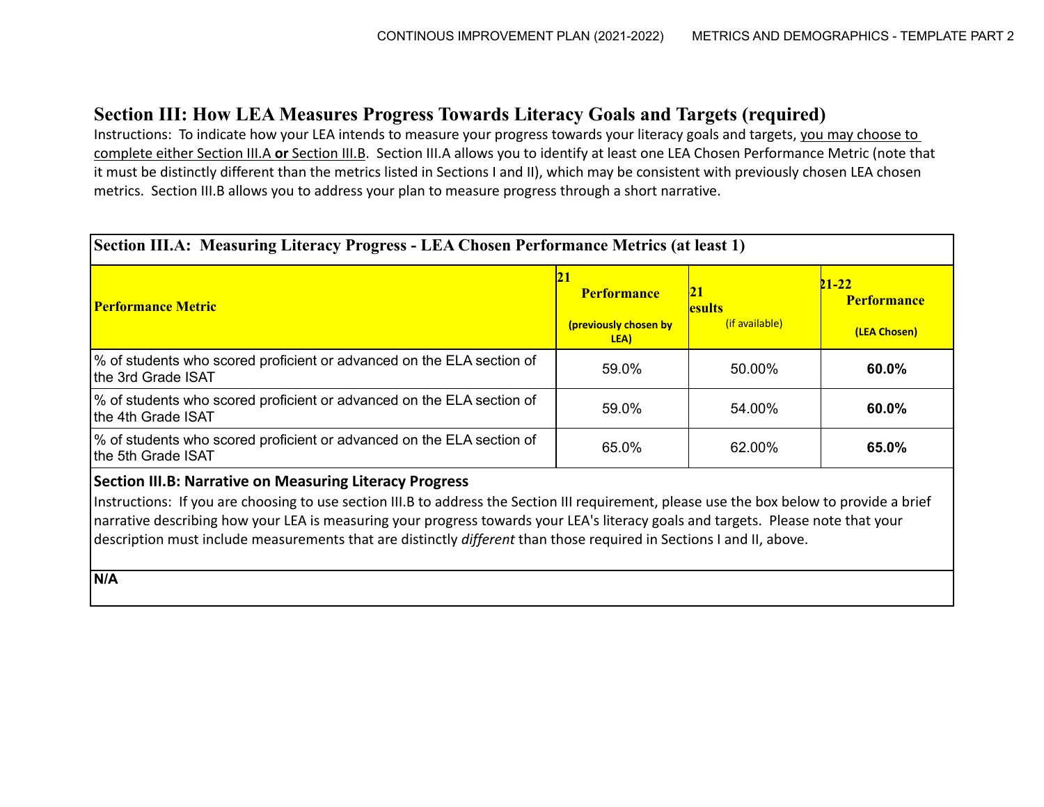# Section III: How LEA Measures Progress Towards Literacy Goals and Targets (required)

Instructions: To indicate how your LEA intends to measure your progress towards your literacy goals and targets, you may choose to complete either Section III.A **or** Section III.B. Section III.A allows you to identify at least one LEA Chosen Performance Metric (note that it must be distinctly different than the metrics listed in Sections I and II), which may be consistent with previously chosen LEA chosen metrics. Section III.B allows you to address your plan to measure progress through a short narrative.

| **Section III.A: Measuring Literacy Progress - LEA Chosen Performance Metrics (at least 1)** | | | |
|---|---|---|---|
| **Performance Metric** | **21 Performance** **(previously chosen by LEA)** | **21 esults** (if available) | **21-22 Performance** **(LEA Chosen)** |
| % of students who scored proficient or advanced on the ELA section of the 3rd Grade ISAT | 59.0% | 50.00% | **60.0%** |
| % of students who scored proficient or advanced on the ELA section of the 4th Grade ISAT | 59.0% | 54.00% | **60.0%** |
| % of students who scored proficient or advanced on the ELA section of the 5th Grade ISAT | 65.0% | 62.00% | **65.0%** |

**Section III.B: Narrative on Measuring Literacy Progress**

Instructions: If you are choosing to use section III.B to address the Section III requirement, please use the box below to provide a brief narrative describing how your LEA is measuring your progress towards your LEA's literacy goals and targets. Please note that your description must include measurements that are distinctly *different* than those required in Sections I and II, above.

**N/A**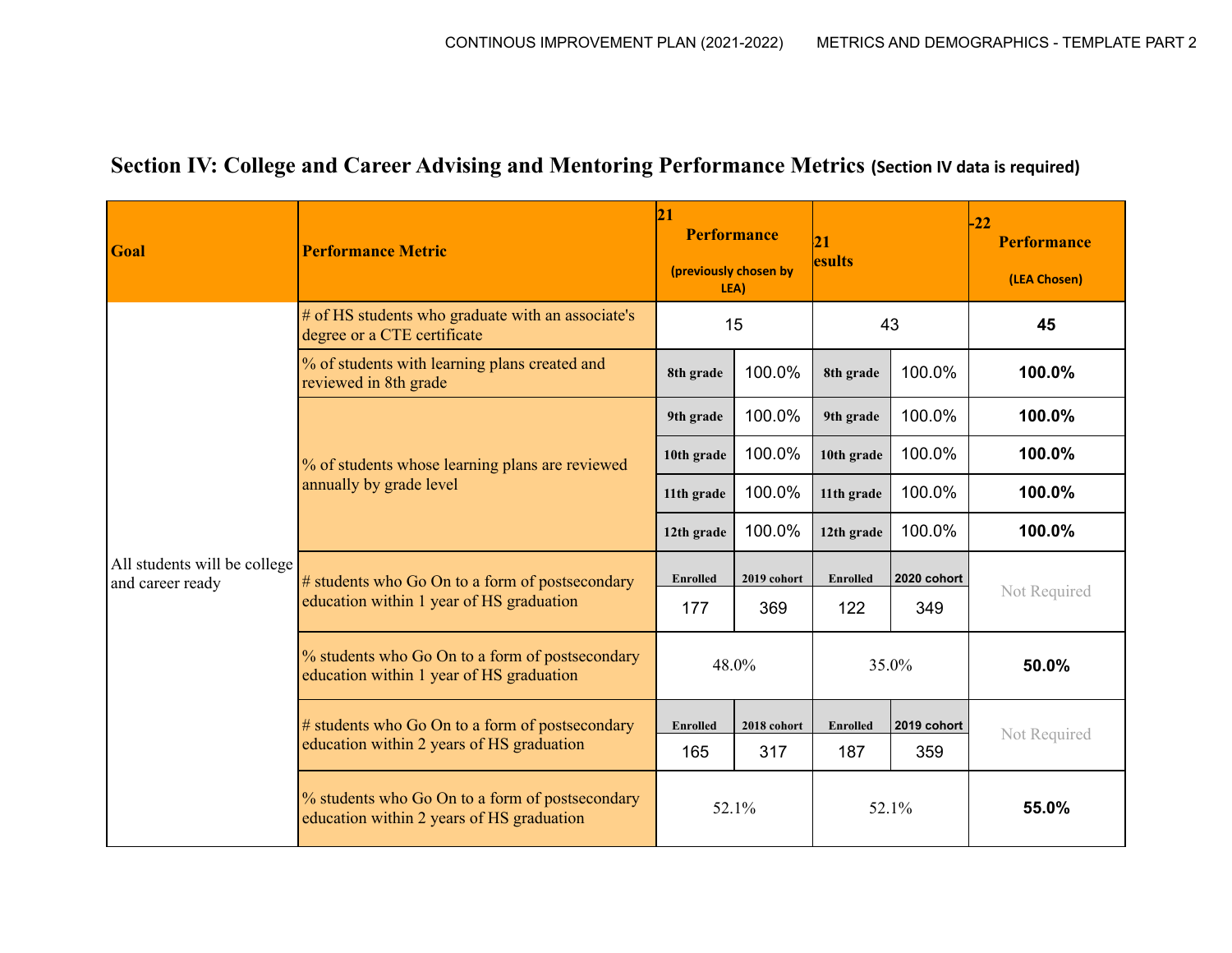## Section IV: College and Career Advising and Mentoring Performance Metrics (Section IV data is required)

| Goal | Performance Metric | 21 Performance (previously chosen by LEA) | | 21 esults | | -22 Performance (LEA Chosen) |
|---|---|---|---|---|---|---|
| All students will be college and career ready | # of HS students who graduate with an associate's degree or a CTE certificate | 15 | | 43 | | **45** |
| | % of students with learning plans created and reviewed in 8th grade | 8th grade | 100.0% | 8th grade | 100.0% | **100.0%** |
| | % of students whose learning plans are reviewed annually by grade level | 9th grade | 100.0% | 9th grade | 100.0% | **100.0%** |
| | | 10th grade | 100.0% | 10th grade | 100.0% | **100.0%** |
| | | 11th grade | 100.0% | 11th grade | 100.0% | **100.0%** |
| | | 12th grade | 100.0% | 12th grade | 100.0% | **100.0%** |
| | # students who Go On to a form of postsecondary education within 1 year of HS graduation | Enrolled | 2019 cohort | Enrolled | 2020 cohort | Not Required |
| | | 177 | 369 | 122 | 349 | |
| | % students who Go On to a form of postsecondary education within 1 year of HS graduation | 48.0% | | 35.0% | | **50.0%** |
| | # students who Go On to a form of postsecondary education within 2 years of HS graduation | Enrolled | 2018 cohort | Enrolled | 2019 cohort | Not Required |
| | | 165 | 317 | 187 | 359 | |
| | % students who Go On to a form of postsecondary education within 2 years of HS graduation | 52.1% | | 52.1% | | **55.0%** |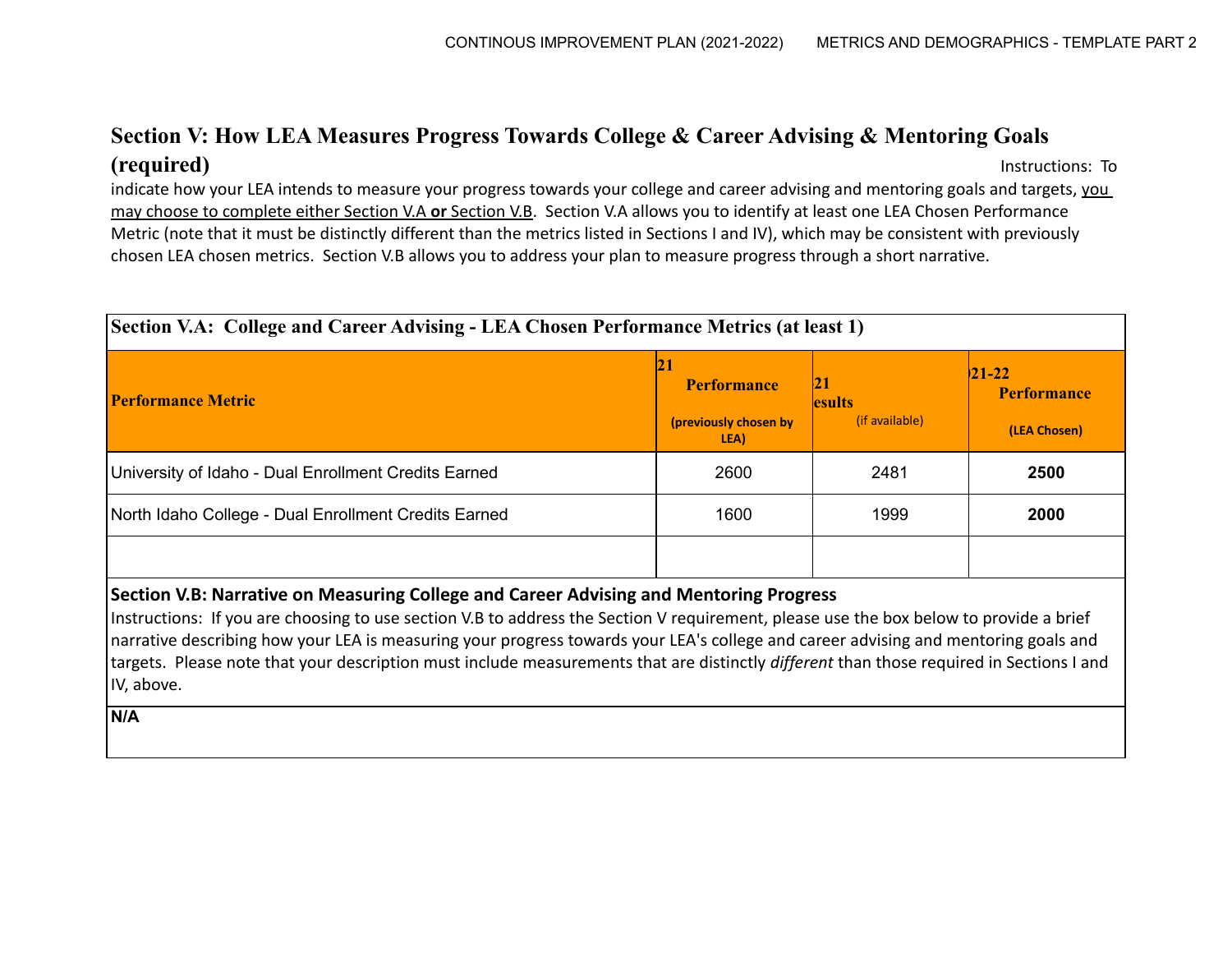## Section V: How LEA Measures Progress Towards College & Career Advising & Mentoring Goals (required)

Instructions: To indicate how your LEA intends to measure your progress towards your college and career advising and mentoring goals and targets, you may choose to complete either Section V.A **or** Section V.B. Section V.A allows you to identify at least one LEA Chosen Performance Metric (note that it must be distinctly different than the metrics listed in Sections I and IV), which may be consistent with previously chosen LEA chosen metrics. Section V.B allows you to address your plan to measure progress through a short narrative.

**Section V.A: College and Career Advising - LEA Chosen Performance Metrics (at least 1)**

| Performance Metric | 21 Performance (previously chosen by LEA) | 21 esults (if available) | 21-22 Performance (LEA Chosen) |
|---|---|---|---|
| University of Idaho - Dual Enrollment Credits Earned | 2600 | 2481 | **2500** |
| North Idaho College - Dual Enrollment Credits Earned | 1600 | 1999 | **2000** |
| | | | |

**Section V.B: Narrative on Measuring College and Career Advising and Mentoring Progress**

Instructions: If you are choosing to use section V.B to address the Section V requirement, please use the box below to provide a brief narrative describing how your LEA is measuring your progress towards your LEA's college and career advising and mentoring goals and targets. Please note that your description must include measurements that are distinctly *different* than those required in Sections I and IV, above.

**N/A**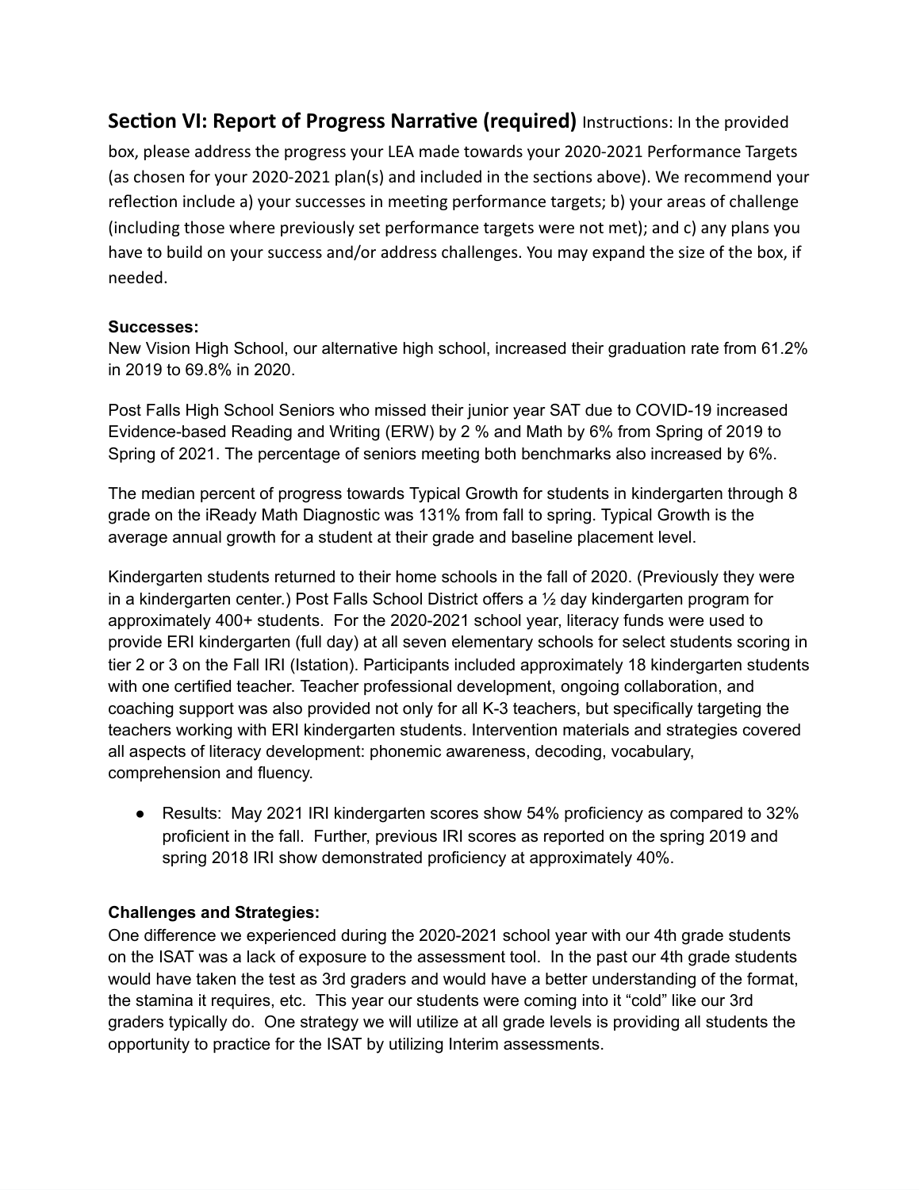## Section VI: Report of Progress Narrative (required)

Instructions: In the provided box, please address the progress your LEA made towards your 2020-2021 Performance Targets (as chosen for your 2020-2021 plan(s) and included in the sections above). We recommend your reflection include a) your successes in meeting performance targets; b) your areas of challenge (including those where previously set performance targets were not met); and c) any plans you have to build on your success and/or address challenges. You may expand the size of the box, if needed.

**Successes:**

New Vision High School, our alternative high school, increased their graduation rate from 61.2% in 2019 to 69.8% in 2020.

Post Falls High School Seniors who missed their junior year SAT due to COVID-19 increased Evidence-based Reading and Writing (ERW) by 2 % and Math by 6% from Spring of 2019 to Spring of 2021. The percentage of seniors meeting both benchmarks also increased by 6%.

The median percent of progress towards Typical Growth for students in kindergarten through 8 grade on the iReady Math Diagnostic was 131% from fall to spring. Typical Growth is the average annual growth for a student at their grade and baseline placement level.

Kindergarten students returned to their home schools in the fall of 2020. (Previously they were in a kindergarten center.) Post Falls School District offers a ½ day kindergarten program for approximately 400+ students. For the 2020-2021 school year, literacy funds were used to provide ERI kindergarten (full day) at all seven elementary schools for select students scoring in tier 2 or 3 on the Fall IRI (Istation). Participants included approximately 18 kindergarten students with one certified teacher. Teacher professional development, ongoing collaboration, and coaching support was also provided not only for all K-3 teachers, but specifically targeting the teachers working with ERI kindergarten students. Intervention materials and strategies covered all aspects of literacy development: phonemic awareness, decoding, vocabulary, comprehension and fluency.

- Results: May 2021 IRI kindergarten scores show 54% proficiency as compared to 32% proficient in the fall. Further, previous IRI scores as reported on the spring 2019 and spring 2018 IRI show demonstrated proficiency at approximately 40%.

**Challenges and Strategies:**

One difference we experienced during the 2020-2021 school year with our 4th grade students on the ISAT was a lack of exposure to the assessment tool. In the past our 4th grade students would have taken the test as 3rd graders and would have a better understanding of the format, the stamina it requires, etc. This year our students were coming into it "cold" like our 3rd graders typically do. One strategy we will utilize at all grade levels is providing all students the opportunity to practice for the ISAT by utilizing Interim assessments.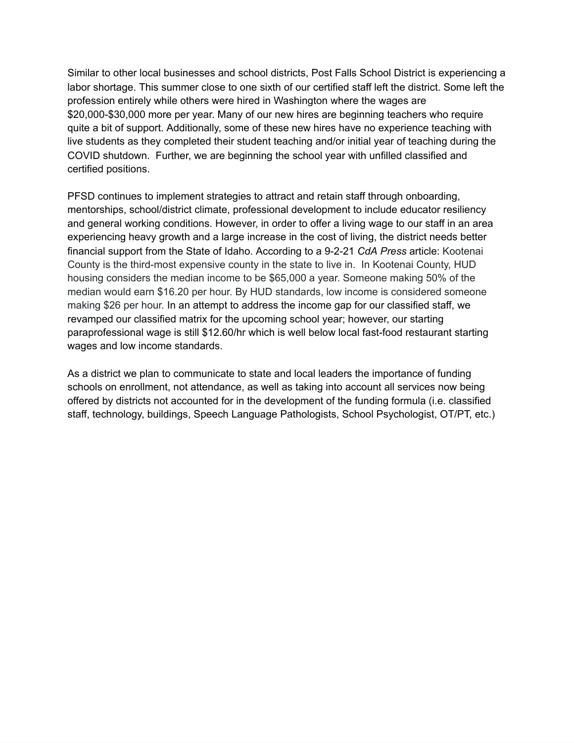Similar to other local businesses and school districts, Post Falls School District is experiencing a labor shortage. This summer close to one sixth of our certified staff left the district. Some left the profession entirely while others were hired in Washington where the wages are $20,000-$30,000 more per year. Many of our new hires are beginning teachers who require quite a bit of support. Additionally, some of these new hires have no experience teaching with live students as they completed their student teaching and/or initial year of teaching during the COVID shutdown. Further, we are beginning the school year with unfilled classified and certified positions.

PFSD continues to implement strategies to attract and retain staff through onboarding, mentorships, school/district climate, professional development to include educator resiliency and general working conditions. However, in order to offer a living wage to our staff in an area experiencing heavy growth and a large increase in the cost of living, the district needs better financial support from the State of Idaho. According to a 9-2-21 *CdA Press* article: Kootenai County is the third-most expensive county in the state to live in. In Kootenai County, HUD housing considers the median income to be $65,000 a year. Someone making 50% of the median would earn $16.20 per hour. By HUD standards, low income is considered someone making $26 per hour. In an attempt to address the income gap for our classified staff, we revamped our classified matrix for the upcoming school year; however, our starting paraprofessional wage is still $12.60/hr which is well below local fast-food restaurant starting wages and low income standards.

As a district we plan to communicate to state and local leaders the importance of funding schools on enrollment, not attendance, as well as taking into account all services now being offered by districts not accounted for in the development of the funding formula (i.e. classified staff, technology, buildings, Speech Language Pathologists, School Psychologist, OT/PT, etc.)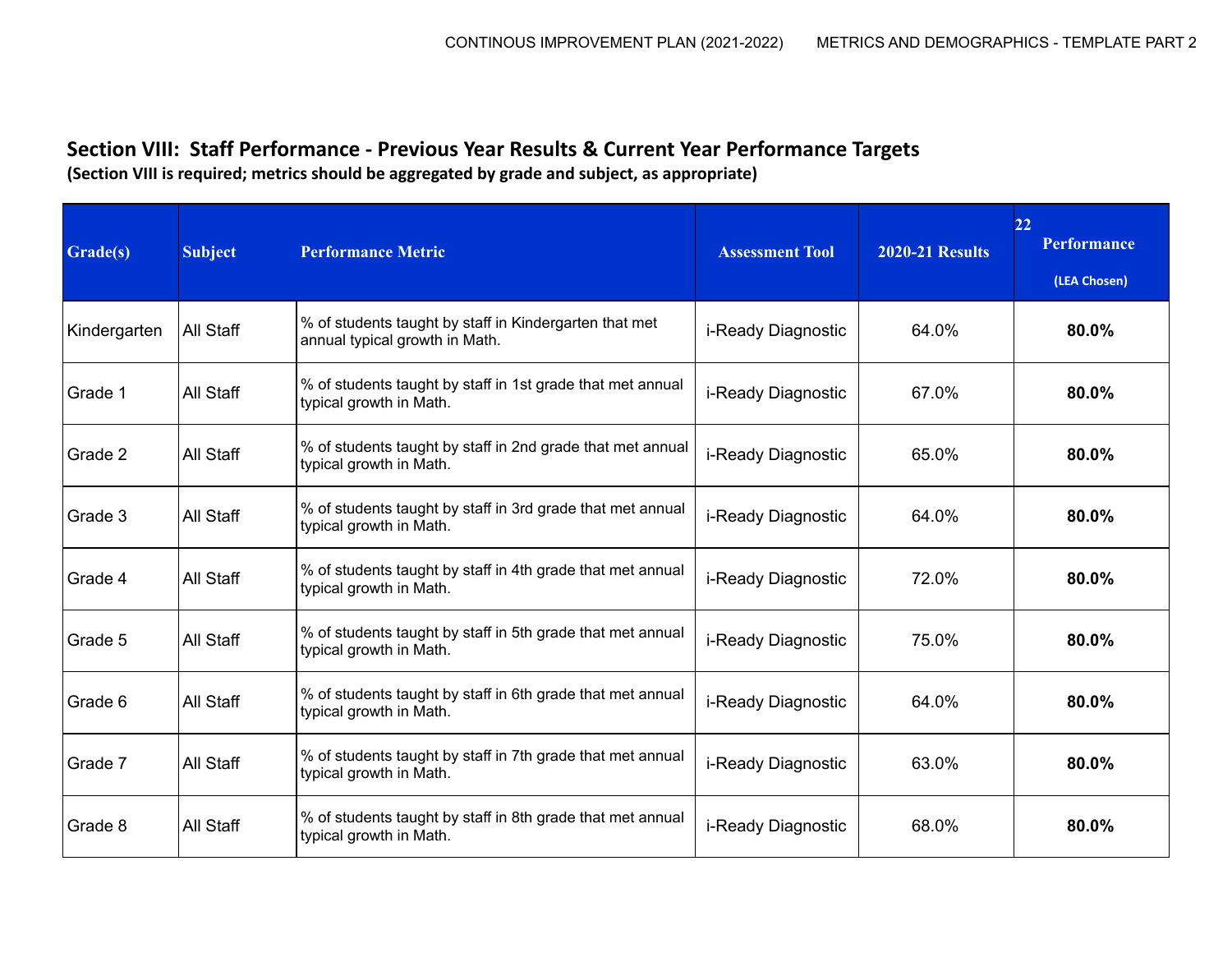## Section VIII: Staff Performance - Previous Year Results & Current Year Performance Targets

**(Section VIII is required; metrics should be aggregated by grade and subject, as appropriate)**

| Grade(s) | Subject | Performance Metric | Assessment Tool | 2020-21 Results | 22 Performance (LEA Chosen) |
|---|---|---|---|---|---|
| Kindergarten | All Staff | % of students taught by staff in Kindergarten that met annual typical growth in Math. | i-Ready Diagnostic | 64.0% | **80.0%** |
| Grade 1 | All Staff | % of students taught by staff in 1st grade that met annual typical growth in Math. | i-Ready Diagnostic | 67.0% | **80.0%** |
| Grade 2 | All Staff | % of students taught by staff in 2nd grade that met annual typical growth in Math. | i-Ready Diagnostic | 65.0% | **80.0%** |
| Grade 3 | All Staff | % of students taught by staff in 3rd grade that met annual typical growth in Math. | i-Ready Diagnostic | 64.0% | **80.0%** |
| Grade 4 | All Staff | % of students taught by staff in 4th grade that met annual typical growth in Math. | i-Ready Diagnostic | 72.0% | **80.0%** |
| Grade 5 | All Staff | % of students taught by staff in 5th grade that met annual typical growth in Math. | i-Ready Diagnostic | 75.0% | **80.0%** |
| Grade 6 | All Staff | % of students taught by staff in 6th grade that met annual typical growth in Math. | i-Ready Diagnostic | 64.0% | **80.0%** |
| Grade 7 | All Staff | % of students taught by staff in 7th grade that met annual typical growth in Math. | i-Ready Diagnostic | 63.0% | **80.0%** |
| Grade 8 | All Staff | % of students taught by staff in 8th grade that met annual typical growth in Math. | i-Ready Diagnostic | 68.0% | **80.0%** |